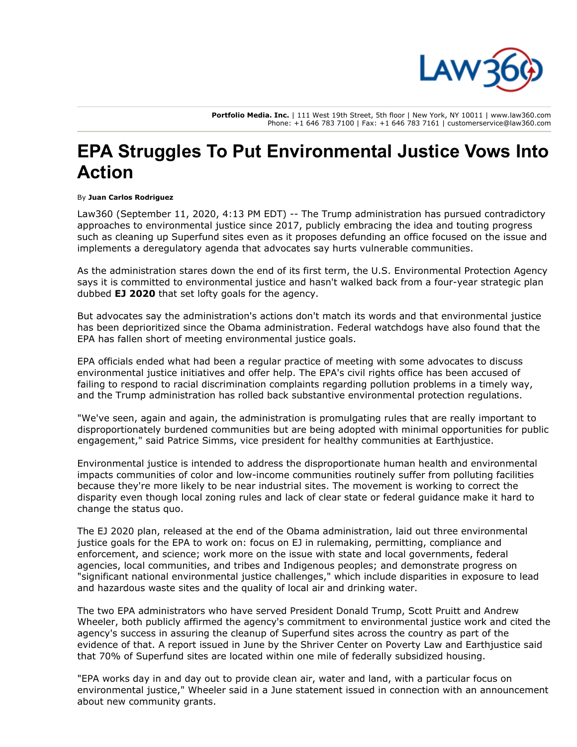**Portfolio Media. Inc.** | 111 West 19th Street, 5th floor | New York, NY 10011 | www.law360.com
Phone: +1 646 783 7100 | Fax: +1 646 783 7161 | customerservice@law360.com

# EPA Struggles To Put Environmental Justice Vows Into Action

By **Juan Carlos Rodriguez**

Law360 (September 11, 2020, 4:13 PM EDT) -- The Trump administration has pursued contradictory approaches to environmental justice since 2017, publicly embracing the idea and touting progress such as cleaning up Superfund sites even as it proposes defunding an office focused on the issue and implements a deregulatory agenda that advocates say hurts vulnerable communities.

As the administration stares down the end of its first term, the U.S. Environmental Protection Agency says it is committed to environmental justice and hasn't walked back from a four-year strategic plan dubbed **EJ 2020** that set lofty goals for the agency.

But advocates say the administration's actions don't match its words and that environmental justice has been deprioritized since the Obama administration. Federal watchdogs have also found that the EPA has fallen short of meeting environmental justice goals.

EPA officials ended what had been a regular practice of meeting with some advocates to discuss environmental justice initiatives and offer help. The EPA's civil rights office has been accused of failing to respond to racial discrimination complaints regarding pollution problems in a timely way, and the Trump administration has rolled back substantive environmental protection regulations.

"We've seen, again and again, the administration is promulgating rules that are really important to disproportionately burdened communities but are being adopted with minimal opportunities for public engagement," said Patrice Simms, vice president for healthy communities at Earthjustice.

Environmental justice is intended to address the disproportionate human health and environmental impacts communities of color and low-income communities routinely suffer from polluting facilities because they're more likely to be near industrial sites. The movement is working to correct the disparity even though local zoning rules and lack of clear state or federal guidance make it hard to change the status quo.

The EJ 2020 plan, released at the end of the Obama administration, laid out three environmental justice goals for the EPA to work on: focus on EJ in rulemaking, permitting, compliance and enforcement, and science; work more on the issue with state and local governments, federal agencies, local communities, and tribes and Indigenous peoples; and demonstrate progress on "significant national environmental justice challenges," which include disparities in exposure to lead and hazardous waste sites and the quality of local air and drinking water.

The two EPA administrators who have served President Donald Trump, Scott Pruitt and Andrew Wheeler, both publicly affirmed the agency's commitment to environmental justice work and cited the agency's success in assuring the cleanup of Superfund sites across the country as part of the evidence of that. A report issued in June by the Shriver Center on Poverty Law and Earthjustice said that 70% of Superfund sites are located within one mile of federally subsidized housing.

"EPA works day in and day out to provide clean air, water and land, with a particular focus on environmental justice," Wheeler said in a June statement issued in connection with an announcement about new community grants.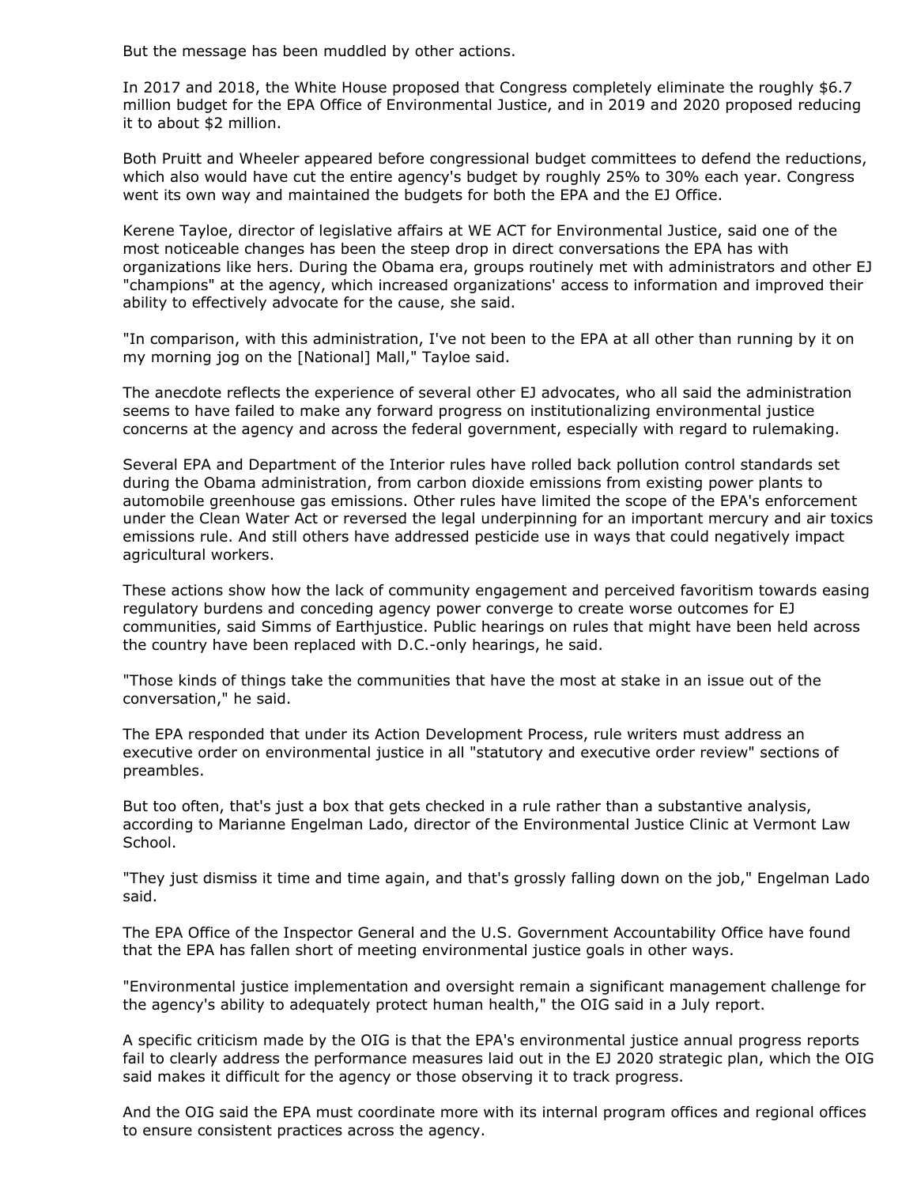But the message has been muddled by other actions.

In 2017 and 2018, the White House proposed that Congress completely eliminate the roughly $6.7 million budget for the EPA Office of Environmental Justice, and in 2019 and 2020 proposed reducing it to about $2 million.

Both Pruitt and Wheeler appeared before congressional budget committees to defend the reductions, which also would have cut the entire agency's budget by roughly 25% to 30% each year. Congress went its own way and maintained the budgets for both the EPA and the EJ Office.

Kerene Tayloe, director of legislative affairs at WE ACT for Environmental Justice, said one of the most noticeable changes has been the steep drop in direct conversations the EPA has with organizations like hers. During the Obama era, groups routinely met with administrators and other EJ "champions" at the agency, which increased organizations' access to information and improved their ability to effectively advocate for the cause, she said.

"In comparison, with this administration, I've not been to the EPA at all other than running by it on my morning jog on the [National] Mall," Tayloe said.

The anecdote reflects the experience of several other EJ advocates, who all said the administration seems to have failed to make any forward progress on institutionalizing environmental justice concerns at the agency and across the federal government, especially with regard to rulemaking.

Several EPA and Department of the Interior rules have rolled back pollution control standards set during the Obama administration, from carbon dioxide emissions from existing power plants to automobile greenhouse gas emissions. Other rules have limited the scope of the EPA's enforcement under the Clean Water Act or reversed the legal underpinning for an important mercury and air toxics emissions rule. And still others have addressed pesticide use in ways that could negatively impact agricultural workers.

These actions show how the lack of community engagement and perceived favoritism towards easing regulatory burdens and conceding agency power converge to create worse outcomes for EJ communities, said Simms of Earthjustice. Public hearings on rules that might have been held across the country have been replaced with D.C.-only hearings, he said.

"Those kinds of things take the communities that have the most at stake in an issue out of the conversation," he said.

The EPA responded that under its Action Development Process, rule writers must address an executive order on environmental justice in all "statutory and executive order review" sections of preambles.

But too often, that's just a box that gets checked in a rule rather than a substantive analysis, according to Marianne Engelman Lado, director of the Environmental Justice Clinic at Vermont Law School.

"They just dismiss it time and time again, and that's grossly falling down on the job," Engelman Lado said.

The EPA Office of the Inspector General and the U.S. Government Accountability Office have found that the EPA has fallen short of meeting environmental justice goals in other ways.

"Environmental justice implementation and oversight remain a significant management challenge for the agency's ability to adequately protect human health," the OIG said in a July report.

A specific criticism made by the OIG is that the EPA's environmental justice annual progress reports fail to clearly address the performance measures laid out in the EJ 2020 strategic plan, which the OIG said makes it difficult for the agency or those observing it to track progress.

And the OIG said the EPA must coordinate more with its internal program offices and regional offices to ensure consistent practices across the agency.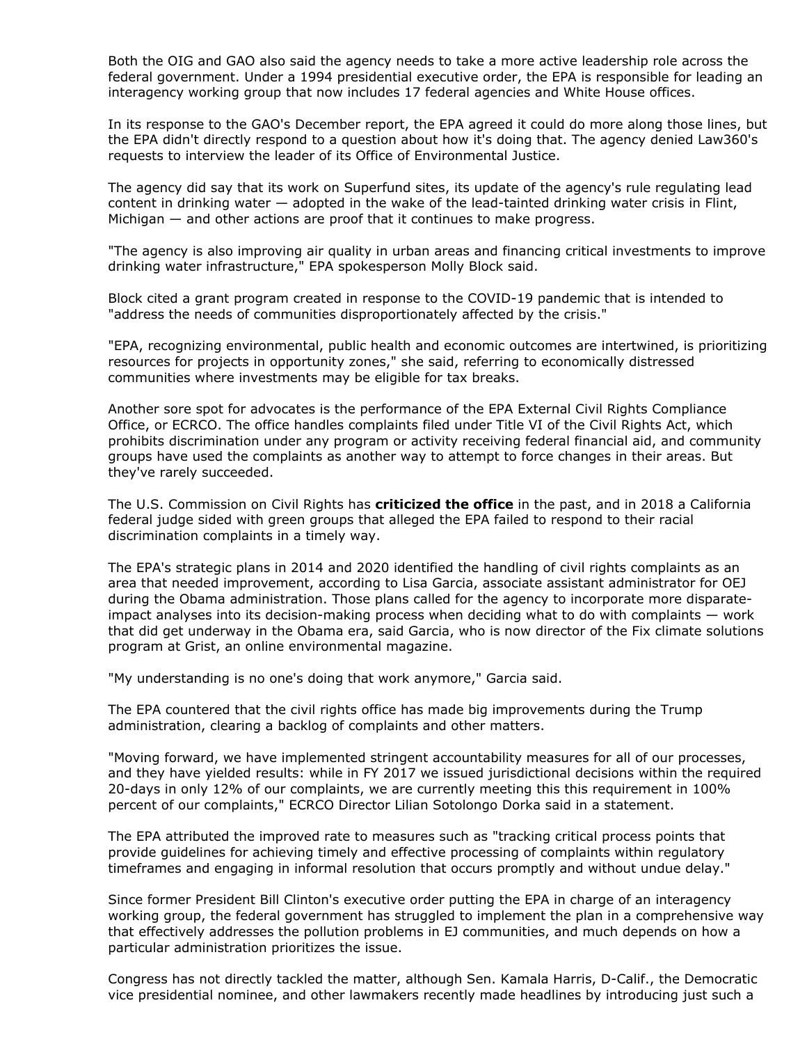Both the OIG and GAO also said the agency needs to take a more active leadership role across the federal government. Under a 1994 presidential executive order, the EPA is responsible for leading an interagency working group that now includes 17 federal agencies and White House offices.

In its response to the GAO's December report, the EPA agreed it could do more along those lines, but the EPA didn't directly respond to a question about how it's doing that. The agency denied Law360's requests to interview the leader of its Office of Environmental Justice.

The agency did say that its work on Superfund sites, its update of the agency's rule regulating lead content in drinking water — adopted in the wake of the lead-tainted drinking water crisis in Flint, Michigan — and other actions are proof that it continues to make progress.

"The agency is also improving air quality in urban areas and financing critical investments to improve drinking water infrastructure," EPA spokesperson Molly Block said.

Block cited a grant program created in response to the COVID-19 pandemic that is intended to "address the needs of communities disproportionately affected by the crisis."

"EPA, recognizing environmental, public health and economic outcomes are intertwined, is prioritizing resources for projects in opportunity zones," she said, referring to economically distressed communities where investments may be eligible for tax breaks.

Another sore spot for advocates is the performance of the EPA External Civil Rights Compliance Office, or ECRCO. The office handles complaints filed under Title VI of the Civil Rights Act, which prohibits discrimination under any program or activity receiving federal financial aid, and community groups have used the complaints as another way to attempt to force changes in their areas. But they've rarely succeeded.

The U.S. Commission on Civil Rights has **criticized the office** in the past, and in 2018 a California federal judge sided with green groups that alleged the EPA failed to respond to their racial discrimination complaints in a timely way.

The EPA's strategic plans in 2014 and 2020 identified the handling of civil rights complaints as an area that needed improvement, according to Lisa Garcia, associate assistant administrator for OEJ during the Obama administration. Those plans called for the agency to incorporate more disparate-impact analyses into its decision-making process when deciding what to do with complaints — work that did get underway in the Obama era, said Garcia, who is now director of the Fix climate solutions program at Grist, an online environmental magazine.

"My understanding is no one's doing that work anymore," Garcia said.

The EPA countered that the civil rights office has made big improvements during the Trump administration, clearing a backlog of complaints and other matters.

"Moving forward, we have implemented stringent accountability measures for all of our processes, and they have yielded results: while in FY 2017 we issued jurisdictional decisions within the required 20-days in only 12% of our complaints, we are currently meeting this this requirement in 100% percent of our complaints," ECRCO Director Lilian Sotolongo Dorka said in a statement.

The EPA attributed the improved rate to measures such as "tracking critical process points that provide guidelines for achieving timely and effective processing of complaints within regulatory timeframes and engaging in informal resolution that occurs promptly and without undue delay."

Since former President Bill Clinton's executive order putting the EPA in charge of an interagency working group, the federal government has struggled to implement the plan in a comprehensive way that effectively addresses the pollution problems in EJ communities, and much depends on how a particular administration prioritizes the issue.

Congress has not directly tackled the matter, although Sen. Kamala Harris, D-Calif., the Democratic vice presidential nominee, and other lawmakers recently made headlines by introducing just such a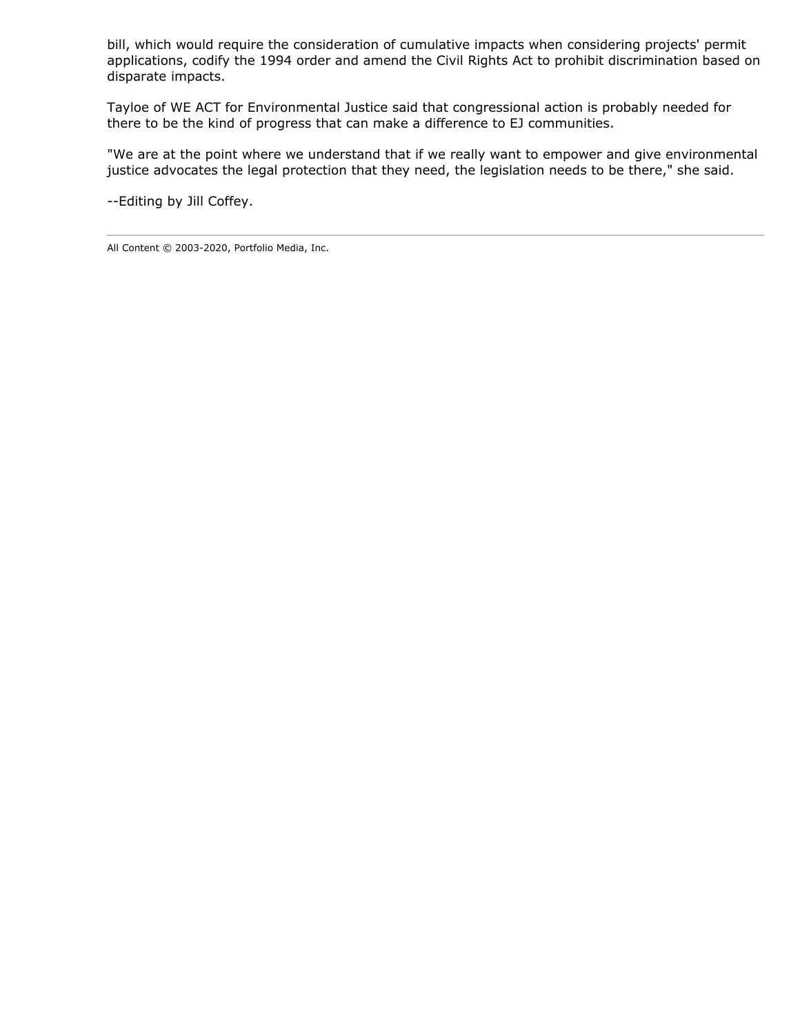bill, which would require the consideration of cumulative impacts when considering projects' permit applications, codify the 1994 order and amend the Civil Rights Act to prohibit discrimination based on disparate impacts.

Tayloe of WE ACT for Environmental Justice said that congressional action is probably needed for there to be the kind of progress that can make a difference to EJ communities.

"We are at the point where we understand that if we really want to empower and give environmental justice advocates the legal protection that they need, the legislation needs to be there," she said.

--Editing by Jill Coffey.

All Content © 2003-2020, Portfolio Media, Inc.